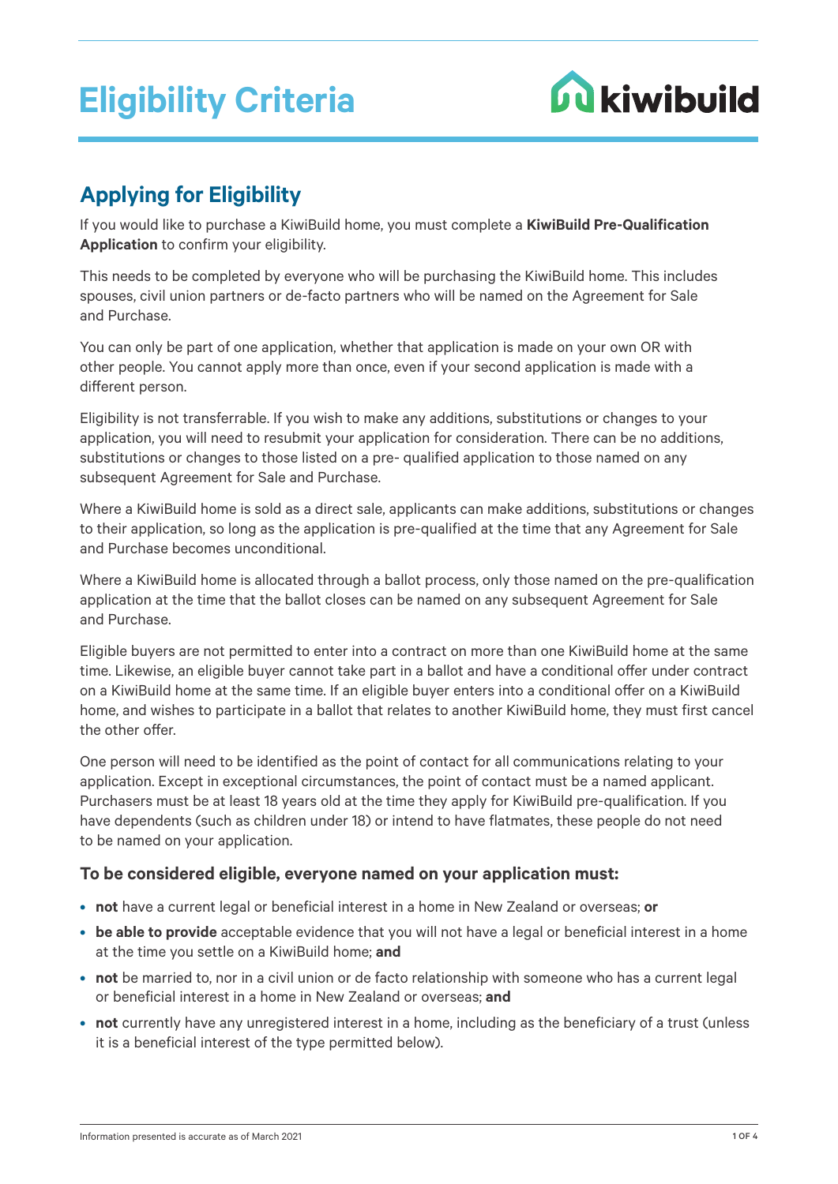# Eligibility Criteria

kiwibuild

## Applying for Eligibility

If you would like to purchase a KiwiBuild home, you must complete a **KiwiBuild Pre-Qualification Application** to confirm your eligibility.

This needs to be completed by everyone who will be purchasing the KiwiBuild home. This includes spouses, civil union partners or de-facto partners who will be named on the Agreement for Sale and Purchase.

You can only be part of one application, whether that application is made on your own OR with other people. You cannot apply more than once, even if your second application is made with a different person.

Eligibility is not transferrable. If you wish to make any additions, substitutions or changes to your application, you will need to resubmit your application for consideration. There can be no additions, substitutions or changes to those listed on a pre- qualified application to those named on any subsequent Agreement for Sale and Purchase.

Where a KiwiBuild home is sold as a direct sale, applicants can make additions, substitutions or changes to their application, so long as the application is pre-qualified at the time that any Agreement for Sale and Purchase becomes unconditional.

Where a KiwiBuild home is allocated through a ballot process, only those named on the pre-qualification application at the time that the ballot closes can be named on any subsequent Agreement for Sale and Purchase.

Eligible buyers are not permitted to enter into a contract on more than one KiwiBuild home at the same time. Likewise, an eligible buyer cannot take part in a ballot and have a conditional offer under contract on a KiwiBuild home at the same time. If an eligible buyer enters into a conditional offer on a KiwiBuild home, and wishes to participate in a ballot that relates to another KiwiBuild home, they must first cancel the other offer.

One person will need to be identified as the point of contact for all communications relating to your application. Except in exceptional circumstances, the point of contact must be a named applicant. Purchasers must be at least 18 years old at the time they apply for KiwiBuild pre-qualification. If you have dependents (such as children under 18) or intend to have flatmates, these people do not need to be named on your application.

### To be considered eligible, everyone named on your application must:

- **not** have a current legal or beneficial interest in a home in New Zealand or overseas; **or**
- **be able to provide** acceptable evidence that you will not have a legal or beneficial interest in a home at the time you settle on a KiwiBuild home; **and**
- **not** be married to, nor in a civil union or de facto relationship with someone who has a current legal or beneficial interest in a home in New Zealand or overseas; **and**
- **not** currently have any unregistered interest in a home, including as the beneficiary of a trust (unless it is a beneficial interest of the type permitted below).

Information presented is accurate as of March 2021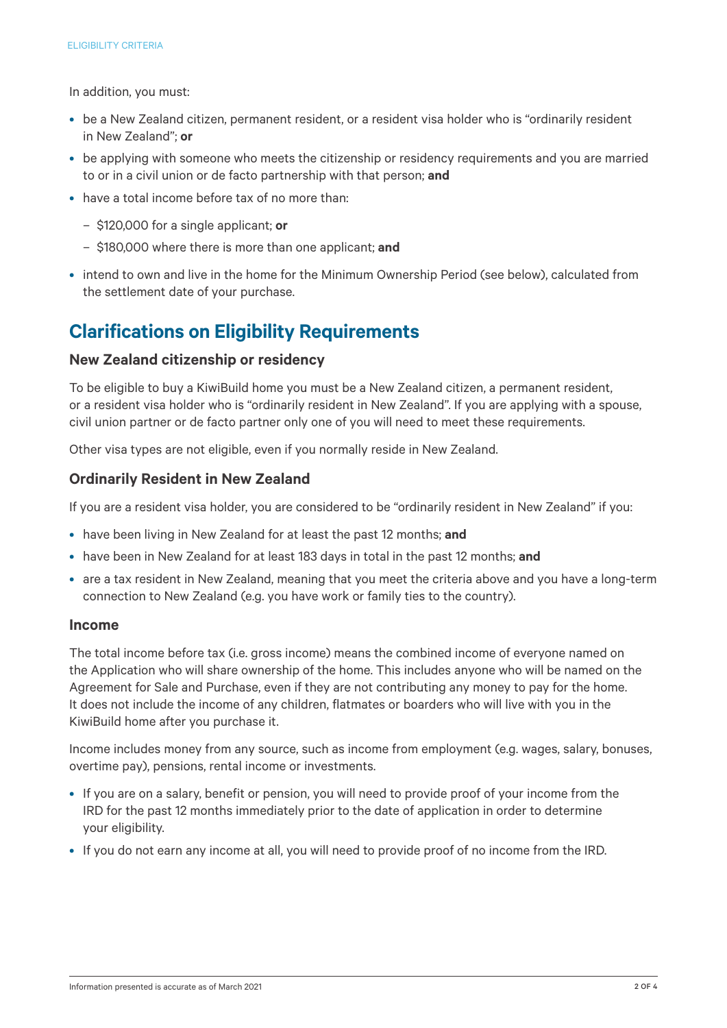In addition, you must:

- be a New Zealand citizen, permanent resident, or a resident visa holder who is "ordinarily resident in New Zealand"; **or**
- be applying with someone who meets the citizenship or residency requirements and you are married to or in a civil union or de facto partnership with that person; **and**
- have a total income before tax of no more than:
  - $120,000 for a single applicant; **or**
  - $180,000 where there is more than one applicant; **and**
- intend to own and live in the home for the Minimum Ownership Period (see below), calculated from the settlement date of your purchase.

## Clarifications on Eligibility Requirements

### New Zealand citizenship or residency

To be eligible to buy a KiwiBuild home you must be a New Zealand citizen, a permanent resident, or a resident visa holder who is "ordinarily resident in New Zealand". If you are applying with a spouse, civil union partner or de facto partner only one of you will need to meet these requirements.

Other visa types are not eligible, even if you normally reside in New Zealand.

### Ordinarily Resident in New Zealand

If you are a resident visa holder, you are considered to be "ordinarily resident in New Zealand" if you:

- have been living in New Zealand for at least the past 12 months; **and**
- have been in New Zealand for at least 183 days in total in the past 12 months; **and**
- are a tax resident in New Zealand, meaning that you meet the criteria above and you have a long-term connection to New Zealand (e.g. you have work or family ties to the country).

### Income

The total income before tax (i.e. gross income) means the combined income of everyone named on the Application who will share ownership of the home. This includes anyone who will be named on the Agreement for Sale and Purchase, even if they are not contributing any money to pay for the home. It does not include the income of any children, flatmates or boarders who will live with you in the KiwiBuild home after you purchase it.

Income includes money from any source, such as income from employment (e.g. wages, salary, bonuses, overtime pay), pensions, rental income or investments.

- If you are on a salary, benefit or pension, you will need to provide proof of your income from the IRD for the past 12 months immediately prior to the date of application in order to determine your eligibility.
- If you do not earn any income at all, you will need to provide proof of no income from the IRD.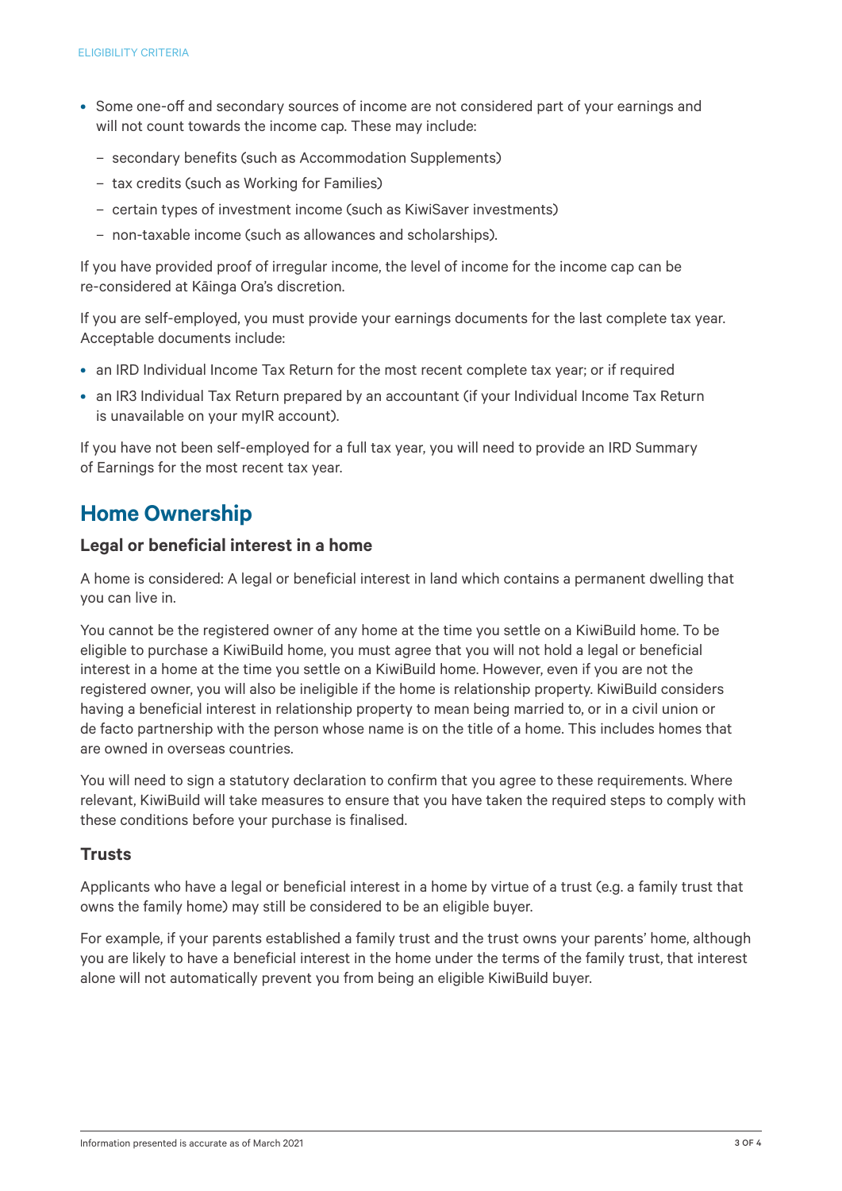- Some one-off and secondary sources of income are not considered part of your earnings and will not count towards the income cap. These may include:
  - secondary benefits (such as Accommodation Supplements)
  - tax credits (such as Working for Families)
  - certain types of investment income (such as KiwiSaver investments)
  - non-taxable income (such as allowances and scholarships).

If you have provided proof of irregular income, the level of income for the income cap can be re-considered at Kāinga Ora's discretion.

If you are self-employed, you must provide your earnings documents for the last complete tax year. Acceptable documents include:

- an IRD Individual Income Tax Return for the most recent complete tax year; or if required
- an IR3 Individual Tax Return prepared by an accountant (if your Individual Income Tax Return is unavailable on your myIR account).

If you have not been self-employed for a full tax year, you will need to provide an IRD Summary of Earnings for the most recent tax year.

## Home Ownership

### Legal or beneficial interest in a home

A home is considered: A legal or beneficial interest in land which contains a permanent dwelling that you can live in.

You cannot be the registered owner of any home at the time you settle on a KiwiBuild home. To be eligible to purchase a KiwiBuild home, you must agree that you will not hold a legal or beneficial interest in a home at the time you settle on a KiwiBuild home. However, even if you are not the registered owner, you will also be ineligible if the home is relationship property. KiwiBuild considers having a beneficial interest in relationship property to mean being married to, or in a civil union or de facto partnership with the person whose name is on the title of a home. This includes homes that are owned in overseas countries.

You will need to sign a statutory declaration to confirm that you agree to these requirements. Where relevant, KiwiBuild will take measures to ensure that you have taken the required steps to comply with these conditions before your purchase is finalised.

### Trusts

Applicants who have a legal or beneficial interest in a home by virtue of a trust (e.g. a family trust that owns the family home) may still be considered to be an eligible buyer.

For example, if your parents established a family trust and the trust owns your parents' home, although you are likely to have a beneficial interest in the home under the terms of the family trust, that interest alone will not automatically prevent you from being an eligible KiwiBuild buyer.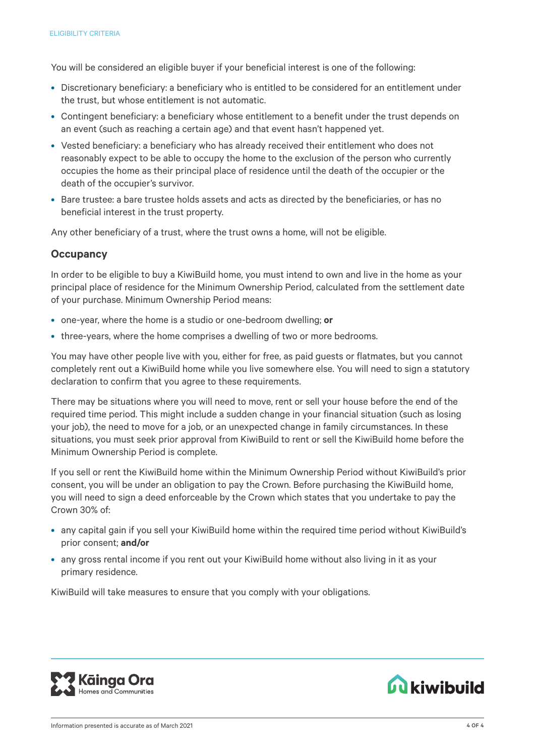You will be considered an eligible buyer if your beneficial interest is one of the following:

- Discretionary beneficiary: a beneficiary who is entitled to be considered for an entitlement under the trust, but whose entitlement is not automatic.
- Contingent beneficiary: a beneficiary whose entitlement to a benefit under the trust depends on an event (such as reaching a certain age) and that event hasn't happened yet.
- Vested beneficiary: a beneficiary who has already received their entitlement who does not reasonably expect to be able to occupy the home to the exclusion of the person who currently occupies the home as their principal place of residence until the death of the occupier or the death of the occupier's survivor.
- Bare trustee: a bare trustee holds assets and acts as directed by the beneficiaries, or has no beneficial interest in the trust property.

Any other beneficiary of a trust, where the trust owns a home, will not be eligible.

### Occupancy

In order to be eligible to buy a KiwiBuild home, you must intend to own and live in the home as your principal place of residence for the Minimum Ownership Period, calculated from the settlement date of your purchase. Minimum Ownership Period means:

- one-year, where the home is a studio or one-bedroom dwelling; **or**
- three-years, where the home comprises a dwelling of two or more bedrooms.

You may have other people live with you, either for free, as paid guests or flatmates, but you cannot completely rent out a KiwiBuild home while you live somewhere else. You will need to sign a statutory declaration to confirm that you agree to these requirements.

There may be situations where you will need to move, rent or sell your house before the end of the required time period. This might include a sudden change in your financial situation (such as losing your job), the need to move for a job, or an unexpected change in family circumstances. In these situations, you must seek prior approval from KiwiBuild to rent or sell the KiwiBuild home before the Minimum Ownership Period is complete.

If you sell or rent the KiwiBuild home within the Minimum Ownership Period without KiwiBuild's prior consent, you will be under an obligation to pay the Crown. Before purchasing the KiwiBuild home, you will need to sign a deed enforceable by the Crown which states that you undertake to pay the Crown 30% of:

- any capital gain if you sell your KiwiBuild home within the required time period without KiwiBuild's prior consent; **and/or**
- any gross rental income if you rent out your KiwiBuild home without also living in it as your primary residence.

KiwiBuild will take measures to ensure that you comply with your obligations.

Kāinga Ora Homes and Communities

kiwibuild

Information presented is accurate as of March 2021